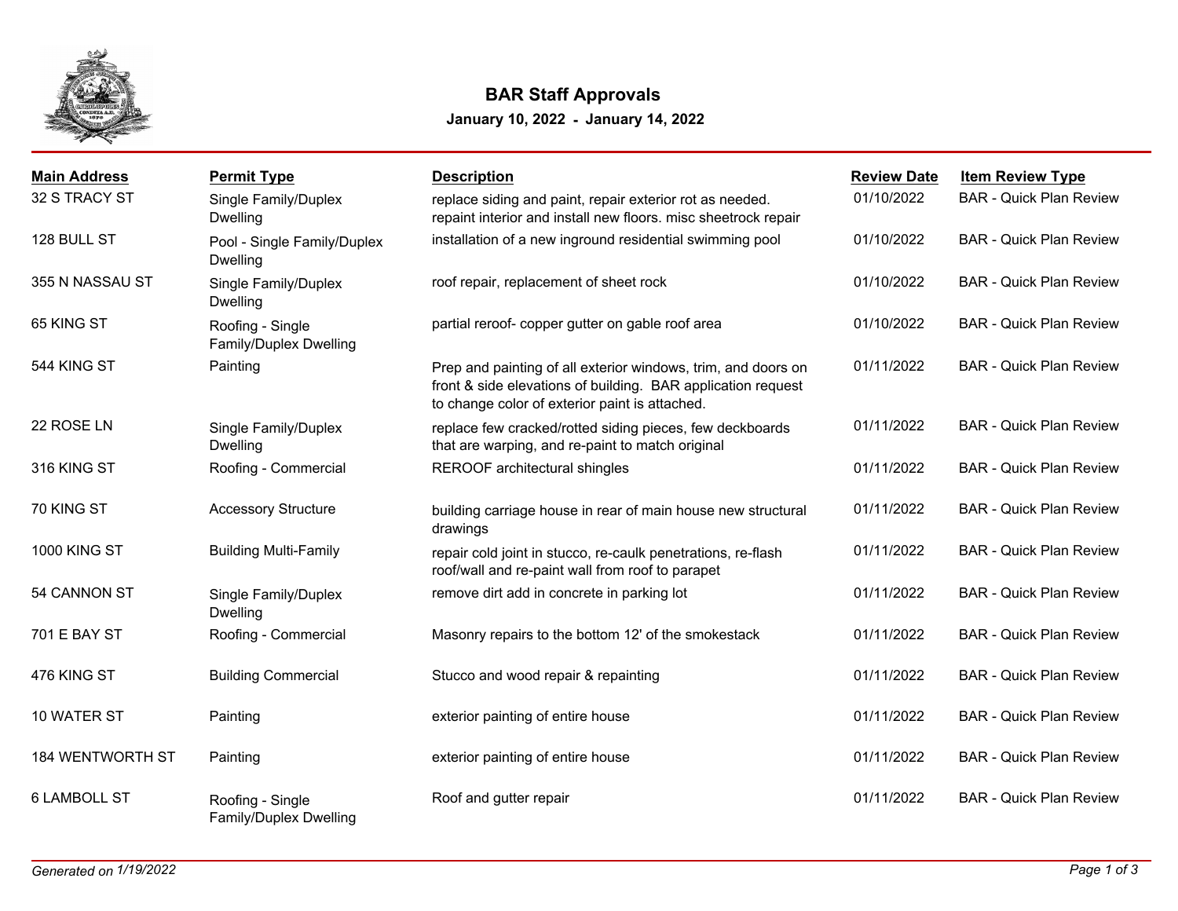# BAR Staff Approvals

**January 10, 2022 - January 14, 2022**

| Main Address | Permit Type | Description | Review Date | Item Review Type |
| --- | --- | --- | --- | --- |
| 32 S TRACY ST | Single Family/Duplex Dwelling | replace siding and paint, repair exterior rot as needed. repaint interior and install new floors. misc sheetrock repair | 01/10/2022 | BAR - Quick Plan Review |
| 128 BULL ST | Pool - Single Family/Duplex Dwelling | installation of a new inground residential swimming pool | 01/10/2022 | BAR - Quick Plan Review |
| 355 N NASSAU ST | Single Family/Duplex Dwelling | roof repair, replacement of sheet rock | 01/10/2022 | BAR - Quick Plan Review |
| 65 KING ST | Roofing - Single Family/Duplex Dwelling | partial reroof- copper gutter on gable roof area | 01/10/2022 | BAR - Quick Plan Review |
| 544 KING ST | Painting | Prep and painting of all exterior windows, trim, and doors on front & side elevations of building. BAR application request to change color of exterior paint is attached. | 01/11/2022 | BAR - Quick Plan Review |
| 22 ROSE LN | Single Family/Duplex Dwelling | replace few cracked/rotted siding pieces, few deckboards that are warping, and re-paint to match original | 01/11/2022 | BAR - Quick Plan Review |
| 316 KING ST | Roofing - Commercial | REROOF architectural shingles | 01/11/2022 | BAR - Quick Plan Review |
| 70 KING ST | Accessory Structure | building carriage house in rear of main house new structural drawings | 01/11/2022 | BAR - Quick Plan Review |
| 1000 KING ST | Building Multi-Family | repair cold joint in stucco, re-caulk penetrations, re-flash roof/wall and re-paint wall from roof to parapet | 01/11/2022 | BAR - Quick Plan Review |
| 54 CANNON ST | Single Family/Duplex Dwelling | remove dirt add in concrete in parking lot | 01/11/2022 | BAR - Quick Plan Review |
| 701 E BAY ST | Roofing - Commercial | Masonry repairs to the bottom 12' of the smokestack | 01/11/2022 | BAR - Quick Plan Review |
| 476 KING ST | Building Commercial | Stucco and wood repair & repainting | 01/11/2022 | BAR - Quick Plan Review |
| 10 WATER ST | Painting | exterior painting of entire house | 01/11/2022 | BAR - Quick Plan Review |
| 184 WENTWORTH ST | Painting | exterior painting of entire house | 01/11/2022 | BAR - Quick Plan Review |
| 6 LAMBOLL ST | Roofing - Single Family/Duplex Dwelling | Roof and gutter repair | 01/11/2022 | BAR - Quick Plan Review |

*Generated on 1/19/2022*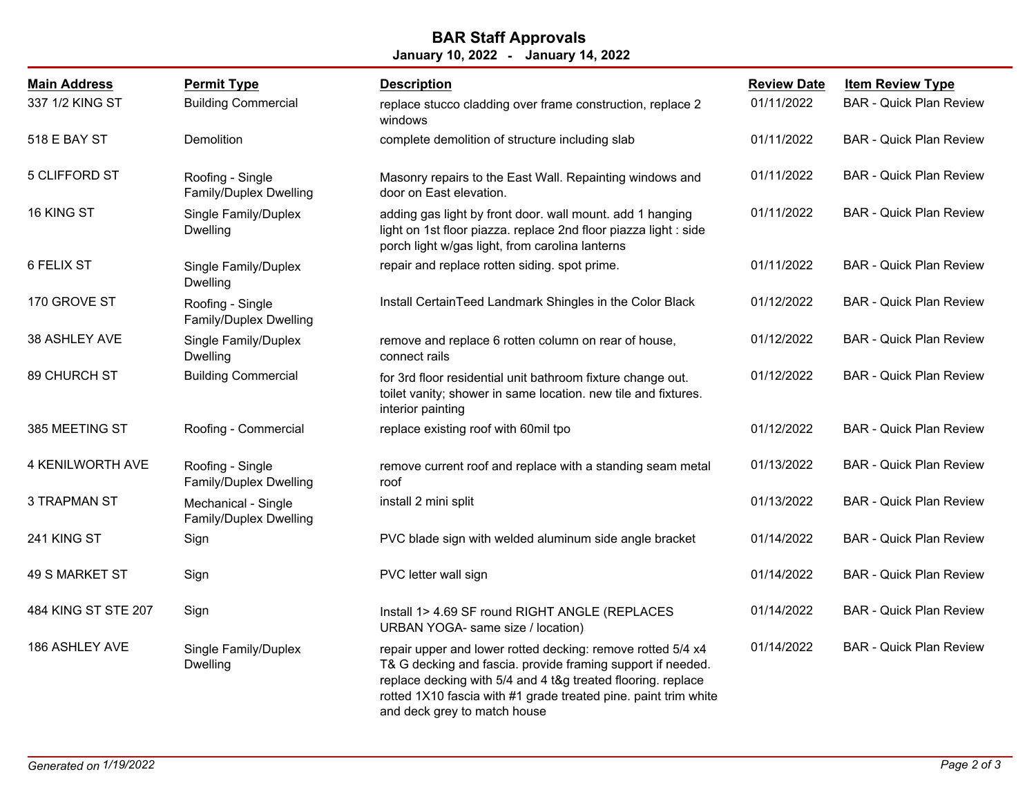## BAR Staff Approvals

**January 10, 2022 - January 14, 2022**

| Main Address | Permit Type | Description | Review Date | Item Review Type |
|---|---|---|---|---|
| 337 1/2 KING ST | Building Commercial | replace stucco cladding over frame construction, replace 2 windows | 01/11/2022 | BAR - Quick Plan Review |
| 518 E BAY ST | Demolition | complete demolition of structure including slab | 01/11/2022 | BAR - Quick Plan Review |
| 5 CLIFFORD ST | Roofing - Single Family/Duplex Dwelling | Masonry repairs to the East Wall. Repainting windows and door on East elevation. | 01/11/2022 | BAR - Quick Plan Review |
| 16 KING ST | Single Family/Duplex Dwelling | adding gas light by front door. wall mount. add 1 hanging light on 1st floor piazza. replace 2nd floor piazza light : side porch light w/gas light, from carolina lanterns | 01/11/2022 | BAR - Quick Plan Review |
| 6 FELIX ST | Single Family/Duplex Dwelling | repair and replace rotten siding. spot prime. | 01/11/2022 | BAR - Quick Plan Review |
| 170 GROVE ST | Roofing - Single Family/Duplex Dwelling | Install CertainTeed Landmark Shingles in the Color Black | 01/12/2022 | BAR - Quick Plan Review |
| 38 ASHLEY AVE | Single Family/Duplex Dwelling | remove and replace 6 rotten column on rear of house, connect rails | 01/12/2022 | BAR - Quick Plan Review |
| 89 CHURCH ST | Building Commercial | for 3rd floor residential unit bathroom fixture change out. toilet vanity; shower in same location. new tile and fixtures. interior painting | 01/12/2022 | BAR - Quick Plan Review |
| 385 MEETING ST | Roofing - Commercial | replace existing roof with 60mil tpo | 01/12/2022 | BAR - Quick Plan Review |
| 4 KENILWORTH AVE | Roofing - Single Family/Duplex Dwelling | remove current roof and replace with a standing seam metal roof | 01/13/2022 | BAR - Quick Plan Review |
| 3 TRAPMAN ST | Mechanical - Single Family/Duplex Dwelling | install 2 mini split | 01/13/2022 | BAR - Quick Plan Review |
| 241 KING ST | Sign | PVC blade sign with welded aluminum side angle bracket | 01/14/2022 | BAR - Quick Plan Review |
| 49 S MARKET ST | Sign | PVC letter wall sign | 01/14/2022 | BAR - Quick Plan Review |
| 484 KING ST STE 207 | Sign | Install 1> 4.69 SF round RIGHT ANGLE (REPLACES URBAN YOGA- same size / location) | 01/14/2022 | BAR - Quick Plan Review |
| 186 ASHLEY AVE | Single Family/Duplex Dwelling | repair upper and lower rotted decking: remove rotted 5/4 x4 T& G decking and fascia. provide framing support if needed. replace decking with 5/4 and 4 t&g treated flooring. replace rotted 1X10 fascia with #1 grade treated pine. paint trim white and deck grey to match house | 01/14/2022 | BAR - Quick Plan Review |

*Generated on 1/19/2022*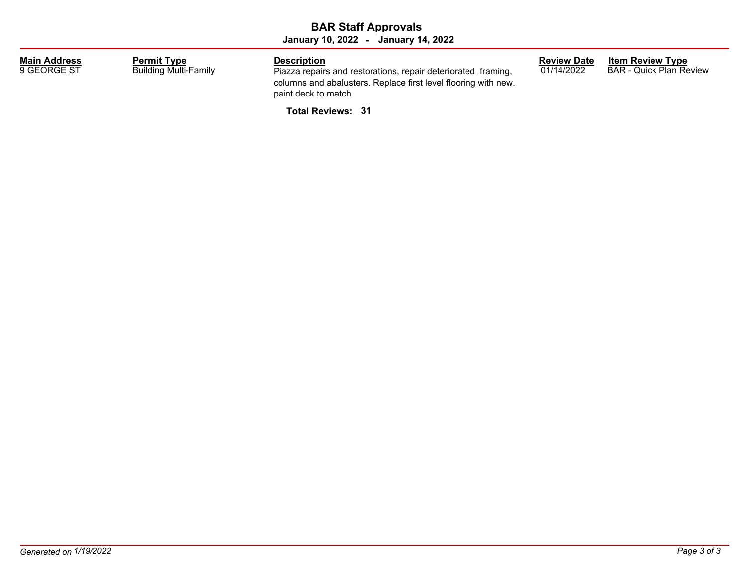# BAR Staff Approvals

**January 10, 2022 - January 14, 2022**

| Main Address | Permit Type | Description | Review Date | Item Review Type |
|---|---|---|---|---|
| 9 GEORGE ST | Building Multi-Family | Piazza repairs and restorations, repair deteriorated framing, columns and abalusters. Replace first level flooring with new. paint deck to match | 01/14/2022 | BAR - Quick Plan Review |

**Total Reviews: 31**

*Generated on 1/19/2022*